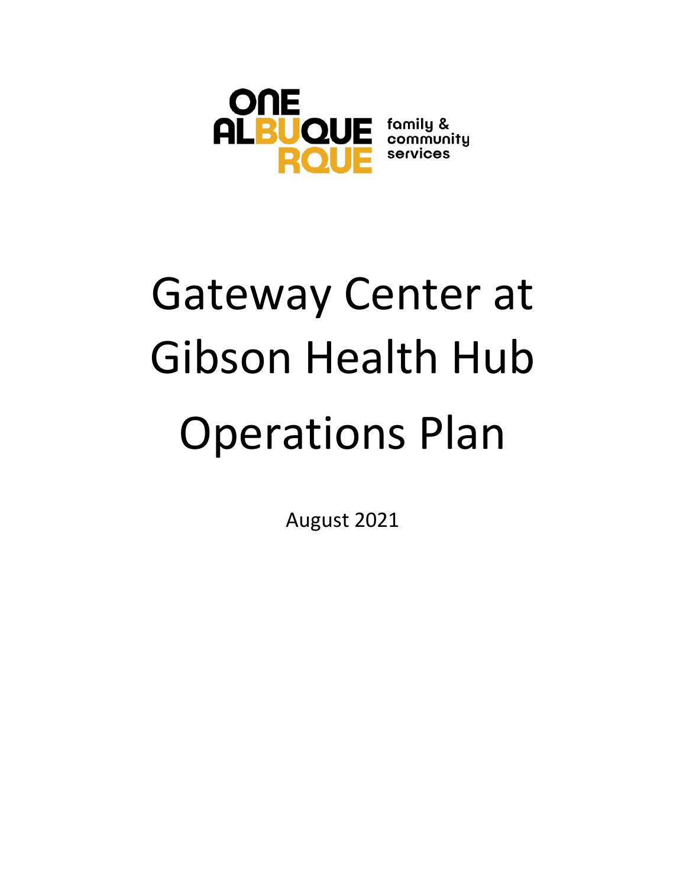ONE ALBUQUERQUE family & community services

# Gateway Center at Gibson Health Hub Operations Plan

August 2021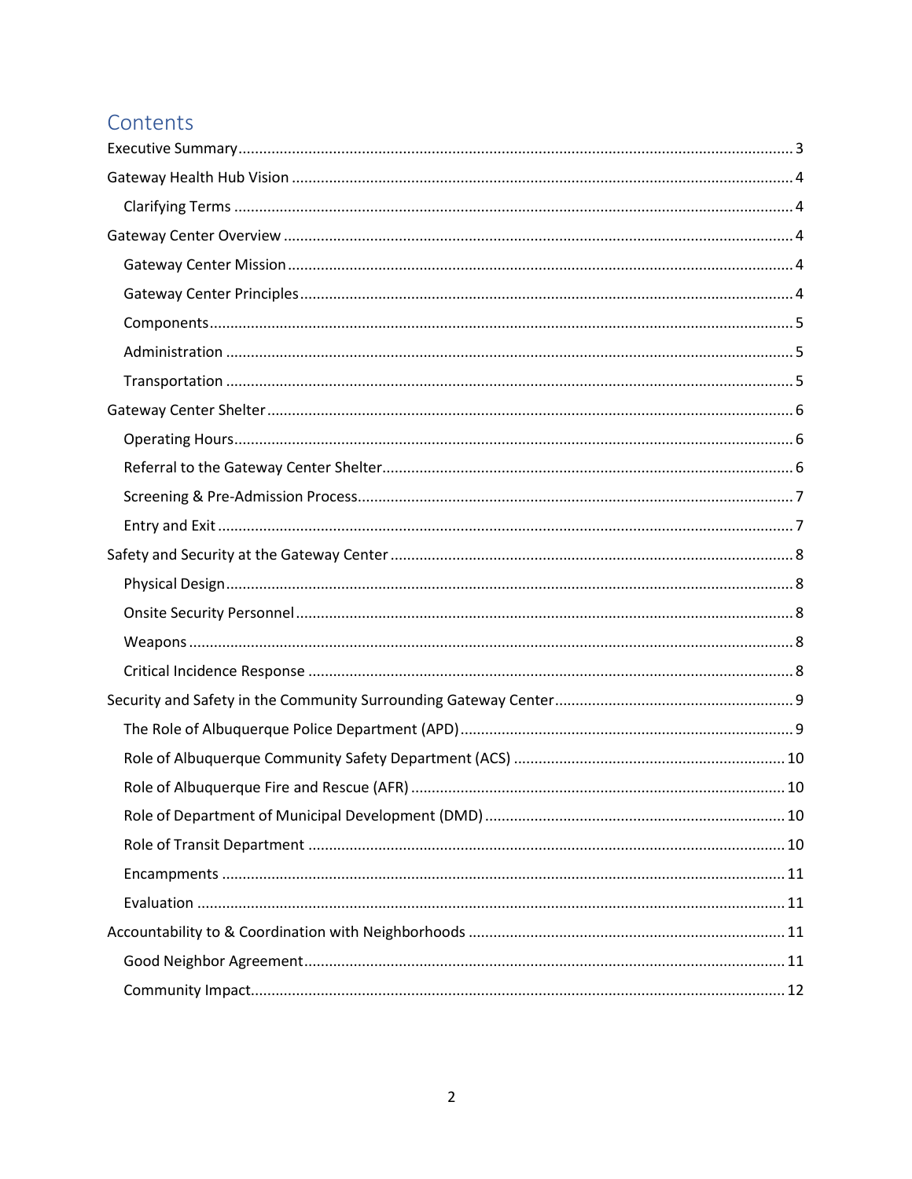# Contents

- Executive Summary ..... 3
- Gateway Health Hub Vision ..... 4
  - Clarifying Terms ..... 4
- Gateway Center Overview ..... 4
  - Gateway Center Mission ..... 4
  - Gateway Center Principles ..... 4
  - Components ..... 5
  - Administration ..... 5
  - Transportation ..... 5
- Gateway Center Shelter ..... 6
  - Operating Hours ..... 6
  - Referral to the Gateway Center Shelter ..... 6
  - Screening & Pre-Admission Process ..... 7
  - Entry and Exit ..... 7
- Safety and Security at the Gateway Center ..... 8
  - Physical Design ..... 8
  - Onsite Security Personnel ..... 8
  - Weapons ..... 8
  - Critical Incidence Response ..... 8
- Security and Safety in the Community Surrounding Gateway Center ..... 9
  - The Role of Albuquerque Police Department (APD) ..... 9
  - Role of Albuquerque Community Safety Department (ACS) ..... 10
  - Role of Albuquerque Fire and Rescue (AFR) ..... 10
  - Role of Department of Municipal Development (DMD) ..... 10
  - Role of Transit Department ..... 10
  - Encampments ..... 11
  - Evaluation ..... 11
- Accountability to & Coordination with Neighborhoods ..... 11
  - Good Neighbor Agreement ..... 11
  - Community Impact ..... 12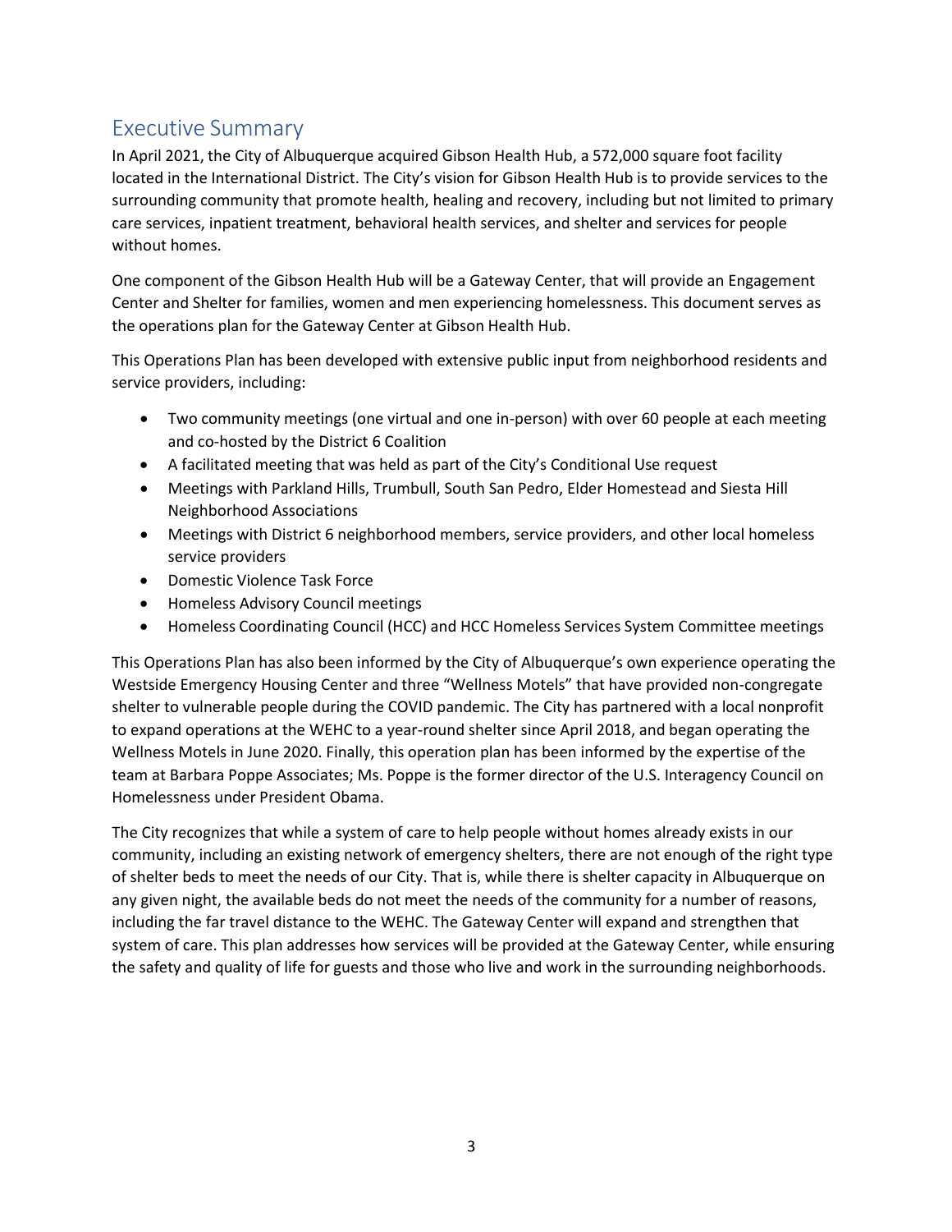## Executive Summary

In April 2021, the City of Albuquerque acquired Gibson Health Hub, a 572,000 square foot facility located in the International District. The City's vision for Gibson Health Hub is to provide services to the surrounding community that promote health, healing and recovery, including but not limited to primary care services, inpatient treatment, behavioral health services, and shelter and services for people without homes.

One component of the Gibson Health Hub will be a Gateway Center, that will provide an Engagement Center and Shelter for families, women and men experiencing homelessness. This document serves as the operations plan for the Gateway Center at Gibson Health Hub.

This Operations Plan has been developed with extensive public input from neighborhood residents and service providers, including:

- Two community meetings (one virtual and one in-person) with over 60 people at each meeting and co-hosted by the District 6 Coalition
- A facilitated meeting that was held as part of the City's Conditional Use request
- Meetings with Parkland Hills, Trumbull, South San Pedro, Elder Homestead and Siesta Hill Neighborhood Associations
- Meetings with District 6 neighborhood members, service providers, and other local homeless service providers
- Domestic Violence Task Force
- Homeless Advisory Council meetings
- Homeless Coordinating Council (HCC) and HCC Homeless Services System Committee meetings

This Operations Plan has also been informed by the City of Albuquerque's own experience operating the Westside Emergency Housing Center and three "Wellness Motels" that have provided non-congregate shelter to vulnerable people during the COVID pandemic. The City has partnered with a local nonprofit to expand operations at the WEHC to a year-round shelter since April 2018, and began operating the Wellness Motels in June 2020. Finally, this operation plan has been informed by the expertise of the team at Barbara Poppe Associates; Ms. Poppe is the former director of the U.S. Interagency Council on Homelessness under President Obama.

The City recognizes that while a system of care to help people without homes already exists in our community, including an existing network of emergency shelters, there are not enough of the right type of shelter beds to meet the needs of our City. That is, while there is shelter capacity in Albuquerque on any given night, the available beds do not meet the needs of the community for a number of reasons, including the far travel distance to the WEHC. The Gateway Center will expand and strengthen that system of care. This plan addresses how services will be provided at the Gateway Center, while ensuring the safety and quality of life for guests and those who live and work in the surrounding neighborhoods.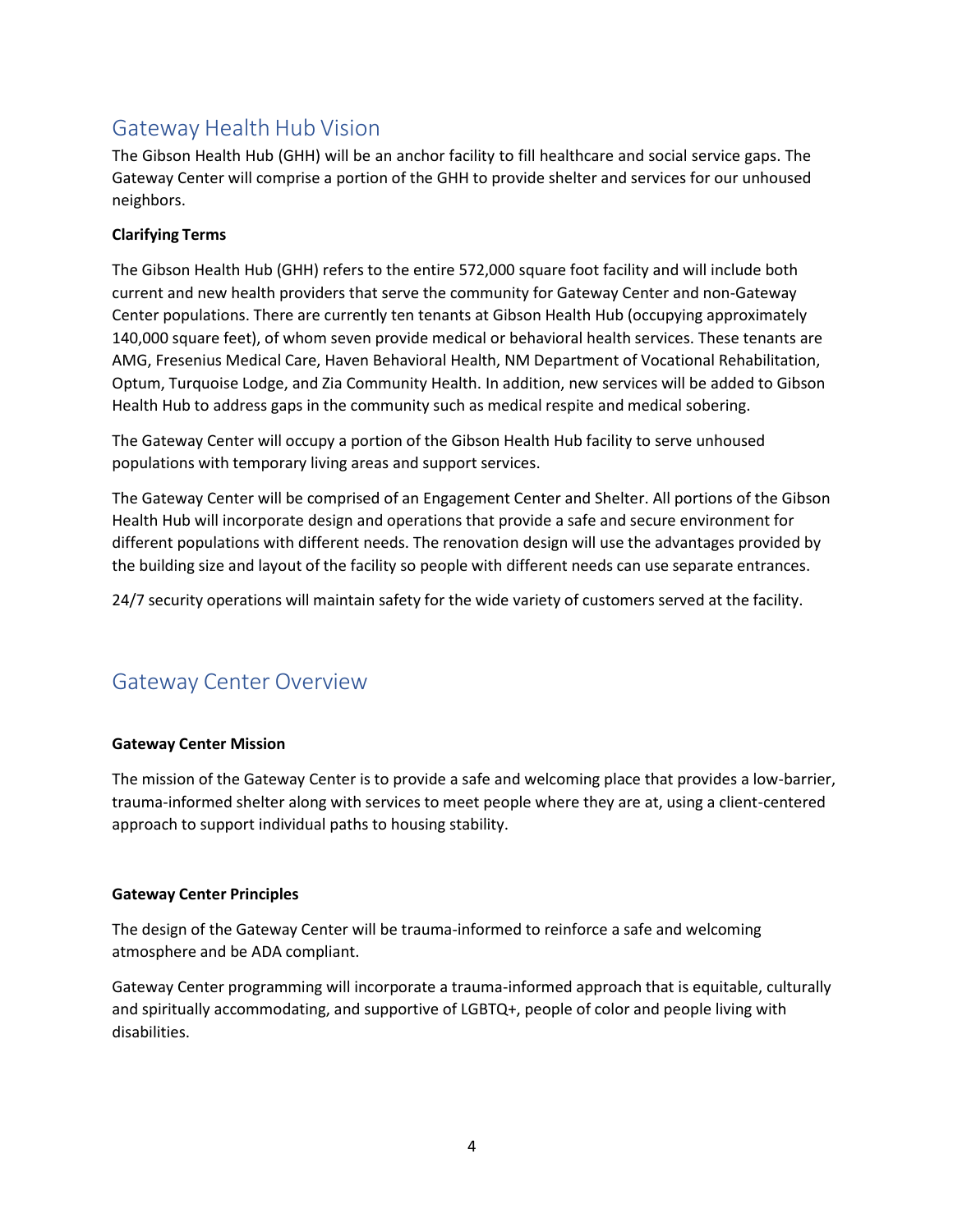## Gateway Health Hub Vision

The Gibson Health Hub (GHH) will be an anchor facility to fill healthcare and social service gaps. The Gateway Center will comprise a portion of the GHH to provide shelter and services for our unhoused neighbors.

**Clarifying Terms**

The Gibson Health Hub (GHH) refers to the entire 572,000 square foot facility and will include both current and new health providers that serve the community for Gateway Center and non-Gateway Center populations. There are currently ten tenants at Gibson Health Hub (occupying approximately 140,000 square feet), of whom seven provide medical or behavioral health services. These tenants are AMG, Fresenius Medical Care, Haven Behavioral Health, NM Department of Vocational Rehabilitation, Optum, Turquoise Lodge, and Zia Community Health. In addition, new services will be added to Gibson Health Hub to address gaps in the community such as medical respite and medical sobering.

The Gateway Center will occupy a portion of the Gibson Health Hub facility to serve unhoused populations with temporary living areas and support services.

The Gateway Center will be comprised of an Engagement Center and Shelter. All portions of the Gibson Health Hub will incorporate design and operations that provide a safe and secure environment for different populations with different needs. The renovation design will use the advantages provided by the building size and layout of the facility so people with different needs can use separate entrances.

24/7 security operations will maintain safety for the wide variety of customers served at the facility.

## Gateway Center Overview

**Gateway Center Mission**

The mission of the Gateway Center is to provide a safe and welcoming place that provides a low-barrier, trauma-informed shelter along with services to meet people where they are at, using a client-centered approach to support individual paths to housing stability.

**Gateway Center Principles**

The design of the Gateway Center will be trauma-informed to reinforce a safe and welcoming atmosphere and be ADA compliant.

Gateway Center programming will incorporate a trauma-informed approach that is equitable, culturally and spiritually accommodating, and supportive of LGBTQ+, people of color and people living with disabilities.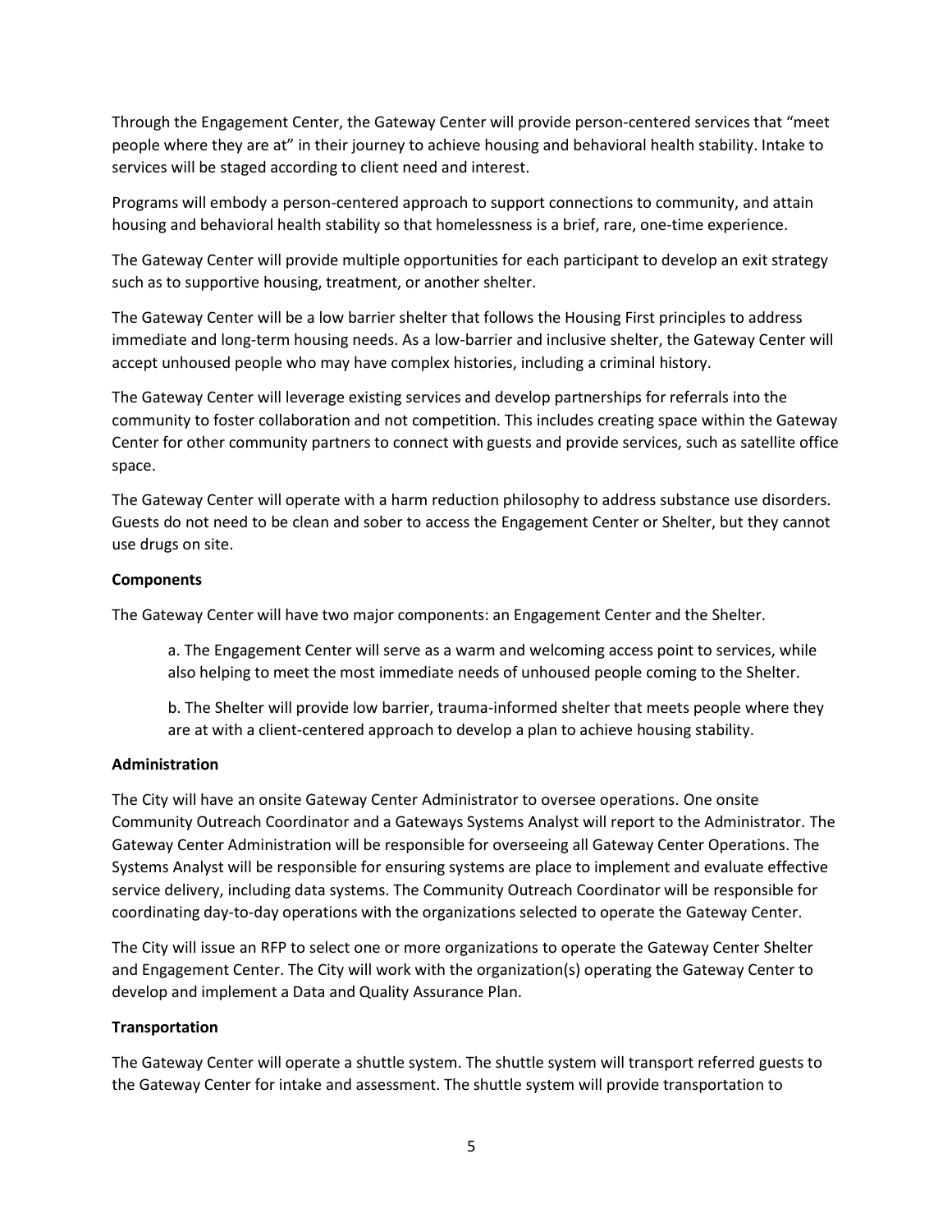Through the Engagement Center, the Gateway Center will provide person-centered services that "meet people where they are at" in their journey to achieve housing and behavioral health stability. Intake to services will be staged according to client need and interest.

Programs will embody a person-centered approach to support connections to community, and attain housing and behavioral health stability so that homelessness is a brief, rare, one-time experience.

The Gateway Center will provide multiple opportunities for each participant to develop an exit strategy such as to supportive housing, treatment, or another shelter.

The Gateway Center will be a low barrier shelter that follows the Housing First principles to address immediate and long-term housing needs. As a low-barrier and inclusive shelter, the Gateway Center will accept unhoused people who may have complex histories, including a criminal history.

The Gateway Center will leverage existing services and develop partnerships for referrals into the community to foster collaboration and not competition. This includes creating space within the Gateway Center for other community partners to connect with guests and provide services, such as satellite office space.

The Gateway Center will operate with a harm reduction philosophy to address substance use disorders. Guests do not need to be clean and sober to access the Engagement Center or Shelter, but they cannot use drugs on site.

**Components**

The Gateway Center will have two major components: an Engagement Center and the Shelter.

> a. The Engagement Center will serve as a warm and welcoming access point to services, while also helping to meet the most immediate needs of unhoused people coming to the Shelter.
>
> b. The Shelter will provide low barrier, trauma-informed shelter that meets people where they are at with a client-centered approach to develop a plan to achieve housing stability.

**Administration**

The City will have an onsite Gateway Center Administrator to oversee operations. One onsite Community Outreach Coordinator and a Gateways Systems Analyst will report to the Administrator. The Gateway Center Administration will be responsible for overseeing all Gateway Center Operations. The Systems Analyst will be responsible for ensuring systems are place to implement and evaluate effective service delivery, including data systems. The Community Outreach Coordinator will be responsible for coordinating day-to-day operations with the organizations selected to operate the Gateway Center.

The City will issue an RFP to select one or more organizations to operate the Gateway Center Shelter and Engagement Center. The City will work with the organization(s) operating the Gateway Center to develop and implement a Data and Quality Assurance Plan.

**Transportation**

The Gateway Center will operate a shuttle system. The shuttle system will transport referred guests to the Gateway Center for intake and assessment. The shuttle system will provide transportation to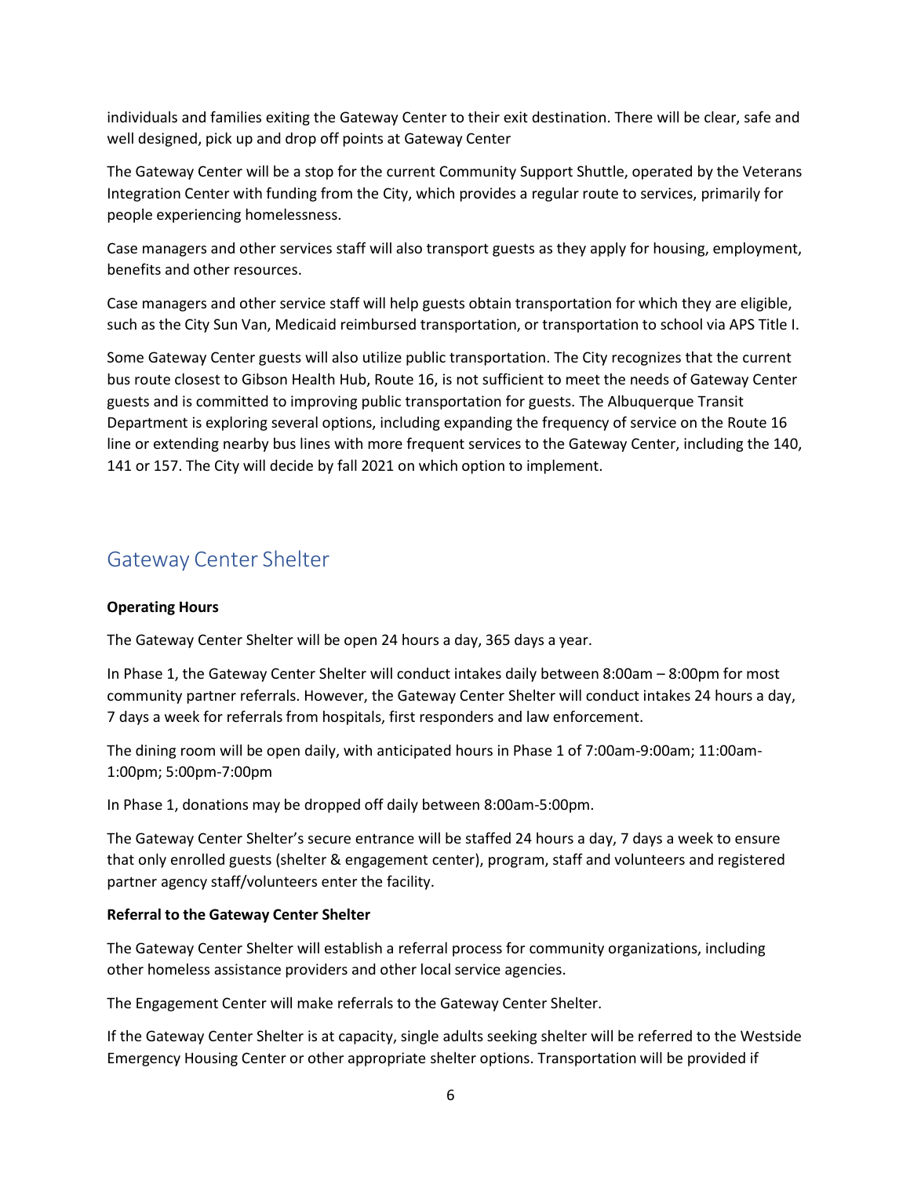individuals and families exiting the Gateway Center to their exit destination. There will be clear, safe and well designed, pick up and drop off points at Gateway Center

The Gateway Center will be a stop for the current Community Support Shuttle, operated by the Veterans Integration Center with funding from the City, which provides a regular route to services, primarily for people experiencing homelessness.

Case managers and other services staff will also transport guests as they apply for housing, employment, benefits and other resources.

Case managers and other service staff will help guests obtain transportation for which they are eligible, such as the City Sun Van, Medicaid reimbursed transportation, or transportation to school via APS Title I.

Some Gateway Center guests will also utilize public transportation. The City recognizes that the current bus route closest to Gibson Health Hub, Route 16, is not sufficient to meet the needs of Gateway Center guests and is committed to improving public transportation for guests. The Albuquerque Transit Department is exploring several options, including expanding the frequency of service on the Route 16 line or extending nearby bus lines with more frequent services to the Gateway Center, including the 140, 141 or 157. The City will decide by fall 2021 on which option to implement.

## Gateway Center Shelter

**Operating Hours**

The Gateway Center Shelter will be open 24 hours a day, 365 days a year.

In Phase 1, the Gateway Center Shelter will conduct intakes daily between 8:00am – 8:00pm for most community partner referrals. However, the Gateway Center Shelter will conduct intakes 24 hours a day, 7 days a week for referrals from hospitals, first responders and law enforcement.

The dining room will be open daily, with anticipated hours in Phase 1 of 7:00am-9:00am; 11:00am-1:00pm; 5:00pm-7:00pm

In Phase 1, donations may be dropped off daily between 8:00am-5:00pm.

The Gateway Center Shelter's secure entrance will be staffed 24 hours a day, 7 days a week to ensure that only enrolled guests (shelter & engagement center), program, staff and volunteers and registered partner agency staff/volunteers enter the facility.

**Referral to the Gateway Center Shelter**

The Gateway Center Shelter will establish a referral process for community organizations, including other homeless assistance providers and other local service agencies.

The Engagement Center will make referrals to the Gateway Center Shelter.

If the Gateway Center Shelter is at capacity, single adults seeking shelter will be referred to the Westside Emergency Housing Center or other appropriate shelter options. Transportation will be provided if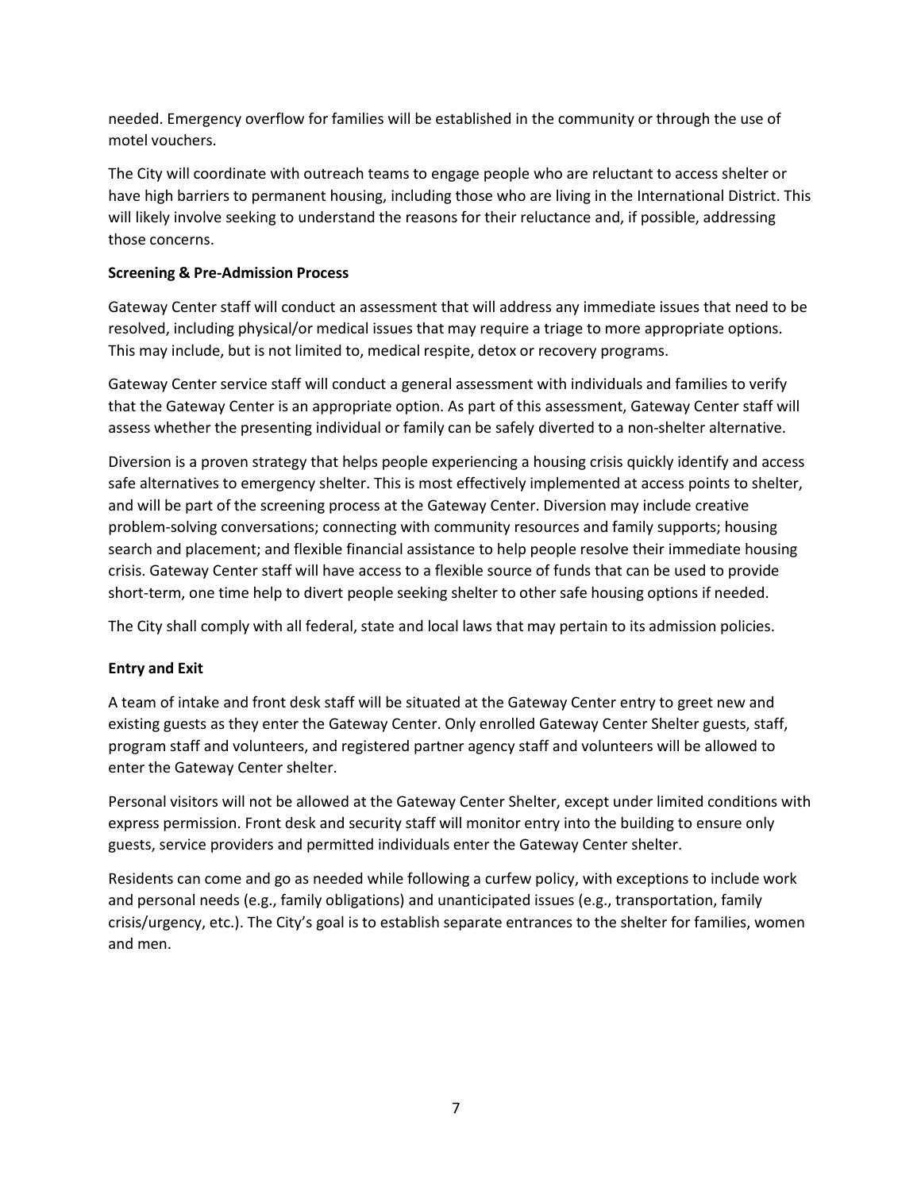needed. Emergency overflow for families will be established in the community or through the use of motel vouchers.

The City will coordinate with outreach teams to engage people who are reluctant to access shelter or have high barriers to permanent housing, including those who are living in the International District. This will likely involve seeking to understand the reasons for their reluctance and, if possible, addressing those concerns.

**Screening & Pre-Admission Process**

Gateway Center staff will conduct an assessment that will address any immediate issues that need to be resolved, including physical/or medical issues that may require a triage to more appropriate options. This may include, but is not limited to, medical respite, detox or recovery programs.

Gateway Center service staff will conduct a general assessment with individuals and families to verify that the Gateway Center is an appropriate option. As part of this assessment, Gateway Center staff will assess whether the presenting individual or family can be safely diverted to a non-shelter alternative.

Diversion is a proven strategy that helps people experiencing a housing crisis quickly identify and access safe alternatives to emergency shelter. This is most effectively implemented at access points to shelter, and will be part of the screening process at the Gateway Center. Diversion may include creative problem-solving conversations; connecting with community resources and family supports; housing search and placement; and flexible financial assistance to help people resolve their immediate housing crisis. Gateway Center staff will have access to a flexible source of funds that can be used to provide short-term, one time help to divert people seeking shelter to other safe housing options if needed.

The City shall comply with all federal, state and local laws that may pertain to its admission policies.

**Entry and Exit**

A team of intake and front desk staff will be situated at the Gateway Center entry to greet new and existing guests as they enter the Gateway Center. Only enrolled Gateway Center Shelter guests, staff, program staff and volunteers, and registered partner agency staff and volunteers will be allowed to enter the Gateway Center shelter.

Personal visitors will not be allowed at the Gateway Center Shelter, except under limited conditions with express permission. Front desk and security staff will monitor entry into the building to ensure only guests, service providers and permitted individuals enter the Gateway Center shelter.

Residents can come and go as needed while following a curfew policy, with exceptions to include work and personal needs (e.g., family obligations) and unanticipated issues (e.g., transportation, family crisis/urgency, etc.). The City's goal is to establish separate entrances to the shelter for families, women and men.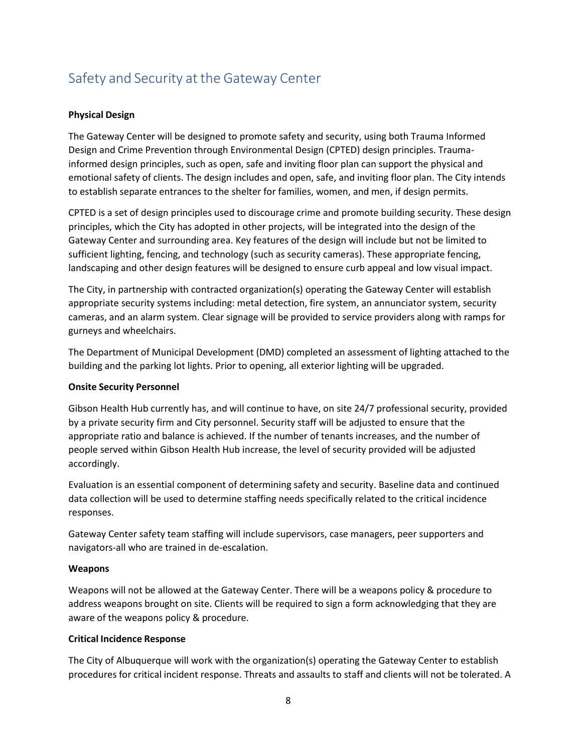## Safety and Security at the Gateway Center

**Physical Design**

The Gateway Center will be designed to promote safety and security, using both Trauma Informed Design and Crime Prevention through Environmental Design (CPTED) design principles. Trauma-informed design principles, such as open, safe and inviting floor plan can support the physical and emotional safety of clients. The design includes and open, safe, and inviting floor plan. The City intends to establish separate entrances to the shelter for families, women, and men, if design permits.

CPTED is a set of design principles used to discourage crime and promote building security. These design principles, which the City has adopted in other projects, will be integrated into the design of the Gateway Center and surrounding area. Key features of the design will include but not be limited to sufficient lighting, fencing, and technology (such as security cameras). These appropriate fencing, landscaping and other design features will be designed to ensure curb appeal and low visual impact.

The City, in partnership with contracted organization(s) operating the Gateway Center will establish appropriate security systems including: metal detection, fire system, an annunciator system, security cameras, and an alarm system. Clear signage will be provided to service providers along with ramps for gurneys and wheelchairs.

The Department of Municipal Development (DMD) completed an assessment of lighting attached to the building and the parking lot lights. Prior to opening, all exterior lighting will be upgraded.

**Onsite Security Personnel**

Gibson Health Hub currently has, and will continue to have, on site 24/7 professional security, provided by a private security firm and City personnel. Security staff will be adjusted to ensure that the appropriate ratio and balance is achieved. If the number of tenants increases, and the number of people served within Gibson Health Hub increase, the level of security provided will be adjusted accordingly.

Evaluation is an essential component of determining safety and security. Baseline data and continued data collection will be used to determine staffing needs specifically related to the critical incidence responses.

Gateway Center safety team staffing will include supervisors, case managers, peer supporters and navigators-all who are trained in de-escalation.

**Weapons**

Weapons will not be allowed at the Gateway Center. There will be a weapons policy & procedure to address weapons brought on site. Clients will be required to sign a form acknowledging that they are aware of the weapons policy & procedure.

**Critical Incidence Response**

The City of Albuquerque will work with the organization(s) operating the Gateway Center to establish procedures for critical incident response. Threats and assaults to staff and clients will not be tolerated. A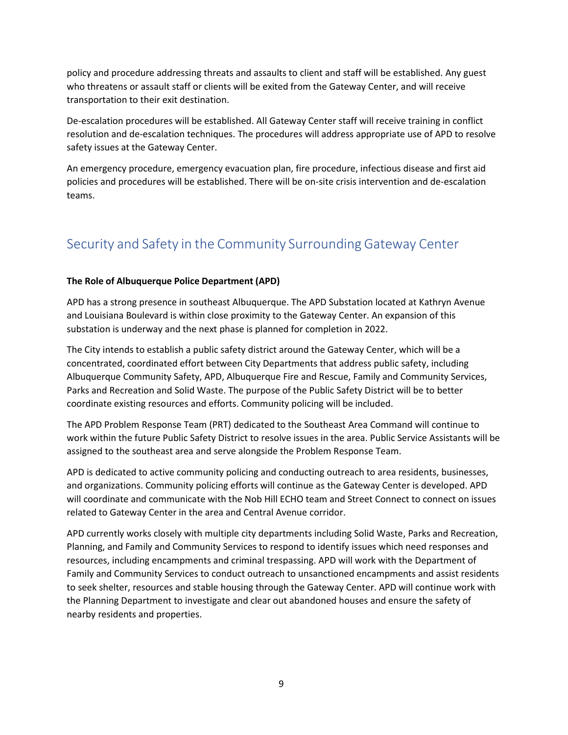policy and procedure addressing threats and assaults to client and staff will be established. Any guest who threatens or assault staff or clients will be exited from the Gateway Center, and will receive transportation to their exit destination.

De-escalation procedures will be established. All Gateway Center staff will receive training in conflict resolution and de-escalation techniques. The procedures will address appropriate use of APD to resolve safety issues at the Gateway Center.

An emergency procedure, emergency evacuation plan, fire procedure, infectious disease and first aid policies and procedures will be established. There will be on-site crisis intervention and de-escalation teams.

## Security and Safety in the Community Surrounding Gateway Center

**The Role of Albuquerque Police Department (APD)**

APD has a strong presence in southeast Albuquerque. The APD Substation located at Kathryn Avenue and Louisiana Boulevard is within close proximity to the Gateway Center. An expansion of this substation is underway and the next phase is planned for completion in 2022.

The City intends to establish a public safety district around the Gateway Center, which will be a concentrated, coordinated effort between City Departments that address public safety, including Albuquerque Community Safety, APD, Albuquerque Fire and Rescue, Family and Community Services, Parks and Recreation and Solid Waste. The purpose of the Public Safety District will be to better coordinate existing resources and efforts. Community policing will be included.

The APD Problem Response Team (PRT) dedicated to the Southeast Area Command will continue to work within the future Public Safety District to resolve issues in the area. Public Service Assistants will be assigned to the southeast area and serve alongside the Problem Response Team.

APD is dedicated to active community policing and conducting outreach to area residents, businesses, and organizations. Community policing efforts will continue as the Gateway Center is developed. APD will coordinate and communicate with the Nob Hill ECHO team and Street Connect to connect on issues related to Gateway Center in the area and Central Avenue corridor.

APD currently works closely with multiple city departments including Solid Waste, Parks and Recreation, Planning, and Family and Community Services to respond to identify issues which need responses and resources, including encampments and criminal trespassing. APD will work with the Department of Family and Community Services to conduct outreach to unsanctioned encampments and assist residents to seek shelter, resources and stable housing through the Gateway Center. APD will continue work with the Planning Department to investigate and clear out abandoned houses and ensure the safety of nearby residents and properties.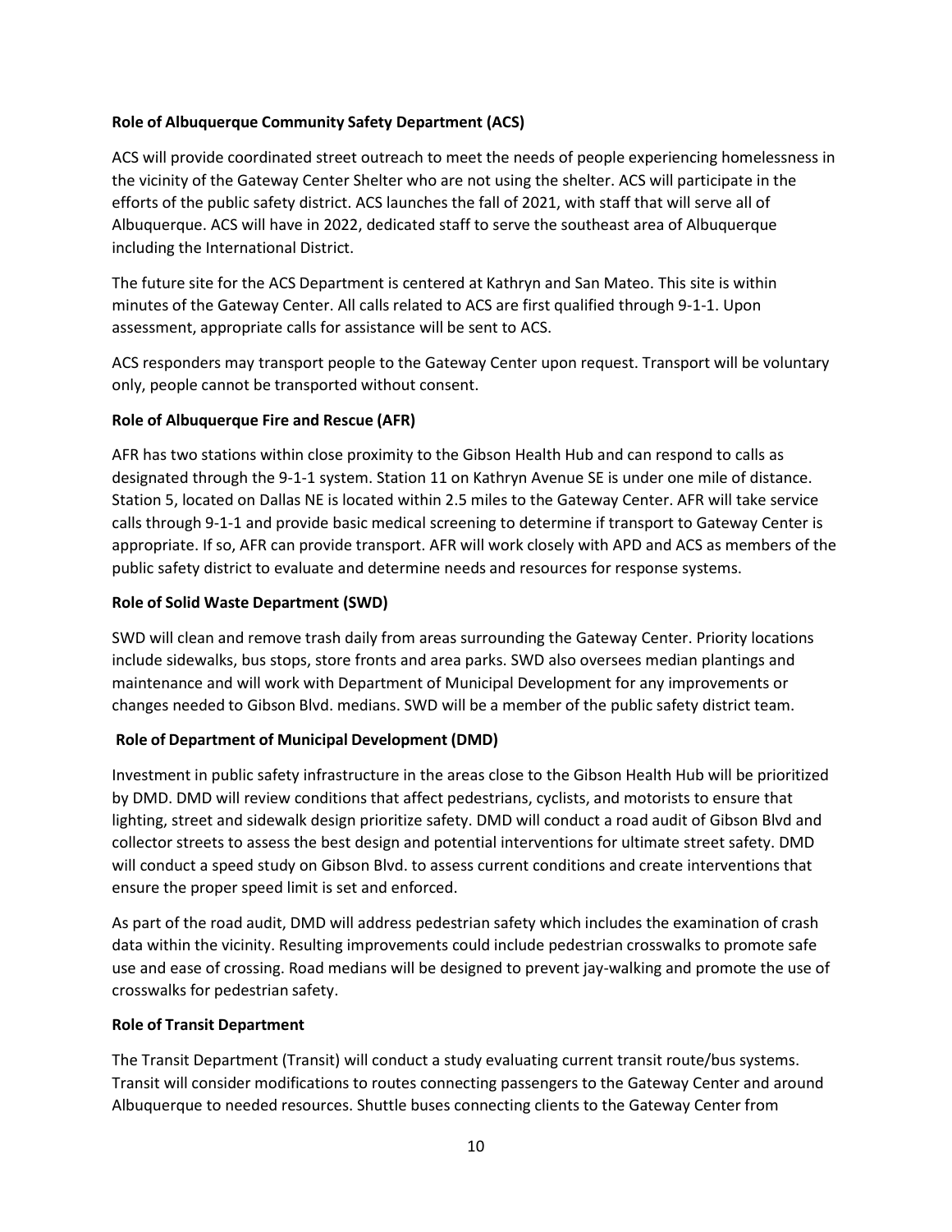**Role of Albuquerque Community Safety Department (ACS)**

ACS will provide coordinated street outreach to meet the needs of people experiencing homelessness in the vicinity of the Gateway Center Shelter who are not using the shelter. ACS will participate in the efforts of the public safety district. ACS launches the fall of 2021, with staff that will serve all of Albuquerque. ACS will have in 2022, dedicated staff to serve the southeast area of Albuquerque including the International District.

The future site for the ACS Department is centered at Kathryn and San Mateo. This site is within minutes of the Gateway Center. All calls related to ACS are first qualified through 9-1-1. Upon assessment, appropriate calls for assistance will be sent to ACS.

ACS responders may transport people to the Gateway Center upon request. Transport will be voluntary only, people cannot be transported without consent.

**Role of Albuquerque Fire and Rescue (AFR)**

AFR has two stations within close proximity to the Gibson Health Hub and can respond to calls as designated through the 9-1-1 system. Station 11 on Kathryn Avenue SE is under one mile of distance. Station 5, located on Dallas NE is located within 2.5 miles to the Gateway Center. AFR will take service calls through 9-1-1 and provide basic medical screening to determine if transport to Gateway Center is appropriate. If so, AFR can provide transport. AFR will work closely with APD and ACS as members of the public safety district to evaluate and determine needs and resources for response systems.

**Role of Solid Waste Department (SWD)**

SWD will clean and remove trash daily from areas surrounding the Gateway Center. Priority locations include sidewalks, bus stops, store fronts and area parks. SWD also oversees median plantings and maintenance and will work with Department of Municipal Development for any improvements or changes needed to Gibson Blvd. medians. SWD will be a member of the public safety district team.

**Role of Department of Municipal Development (DMD)**

Investment in public safety infrastructure in the areas close to the Gibson Health Hub will be prioritized by DMD. DMD will review conditions that affect pedestrians, cyclists, and motorists to ensure that lighting, street and sidewalk design prioritize safety. DMD will conduct a road audit of Gibson Blvd and collector streets to assess the best design and potential interventions for ultimate street safety. DMD will conduct a speed study on Gibson Blvd. to assess current conditions and create interventions that ensure the proper speed limit is set and enforced.

As part of the road audit, DMD will address pedestrian safety which includes the examination of crash data within the vicinity. Resulting improvements could include pedestrian crosswalks to promote safe use and ease of crossing. Road medians will be designed to prevent jay-walking and promote the use of crosswalks for pedestrian safety.

**Role of Transit Department**

The Transit Department (Transit) will conduct a study evaluating current transit route/bus systems. Transit will consider modifications to routes connecting passengers to the Gateway Center and around Albuquerque to needed resources. Shuttle buses connecting clients to the Gateway Center from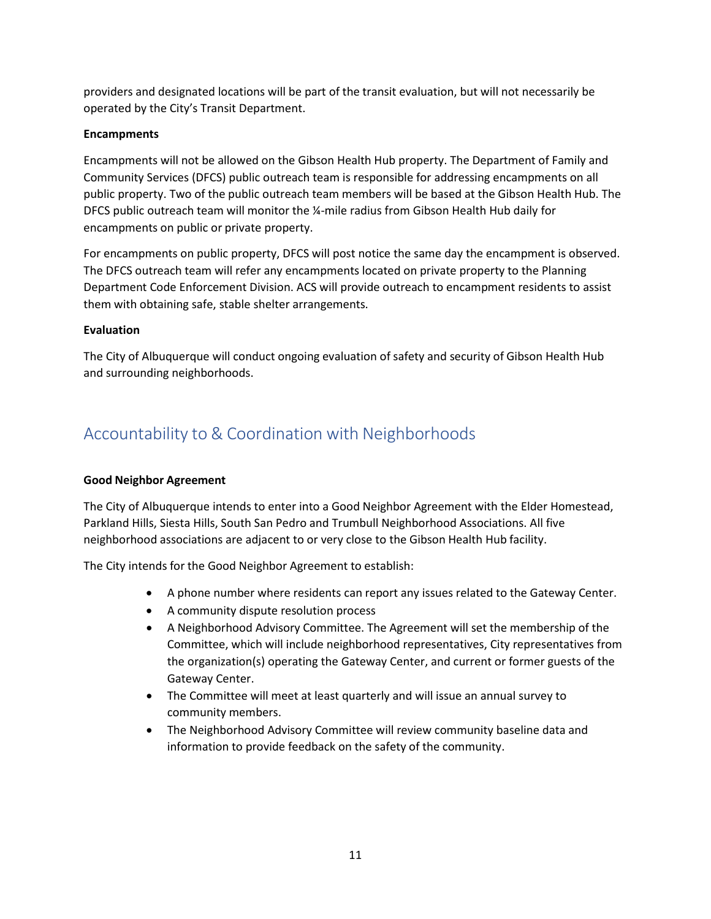providers and designated locations will be part of the transit evaluation, but will not necessarily be operated by the City's Transit Department.

**Encampments**

Encampments will not be allowed on the Gibson Health Hub property. The Department of Family and Community Services (DFCS) public outreach team is responsible for addressing encampments on all public property. Two of the public outreach team members will be based at the Gibson Health Hub. The DFCS public outreach team will monitor the ¼-mile radius from Gibson Health Hub daily for encampments on public or private property.

For encampments on public property, DFCS will post notice the same day the encampment is observed. The DFCS outreach team will refer any encampments located on private property to the Planning Department Code Enforcement Division. ACS will provide outreach to encampment residents to assist them with obtaining safe, stable shelter arrangements.

**Evaluation**

The City of Albuquerque will conduct ongoing evaluation of safety and security of Gibson Health Hub and surrounding neighborhoods.

## Accountability to & Coordination with Neighborhoods

**Good Neighbor Agreement**

The City of Albuquerque intends to enter into a Good Neighbor Agreement with the Elder Homestead, Parkland Hills, Siesta Hills, South San Pedro and Trumbull Neighborhood Associations. All five neighborhood associations are adjacent to or very close to the Gibson Health Hub facility.

The City intends for the Good Neighbor Agreement to establish:

- A phone number where residents can report any issues related to the Gateway Center.
- A community dispute resolution process
- A Neighborhood Advisory Committee. The Agreement will set the membership of the Committee, which will include neighborhood representatives, City representatives from the organization(s) operating the Gateway Center, and current or former guests of the Gateway Center.
- The Committee will meet at least quarterly and will issue an annual survey to community members.
- The Neighborhood Advisory Committee will review community baseline data and information to provide feedback on the safety of the community.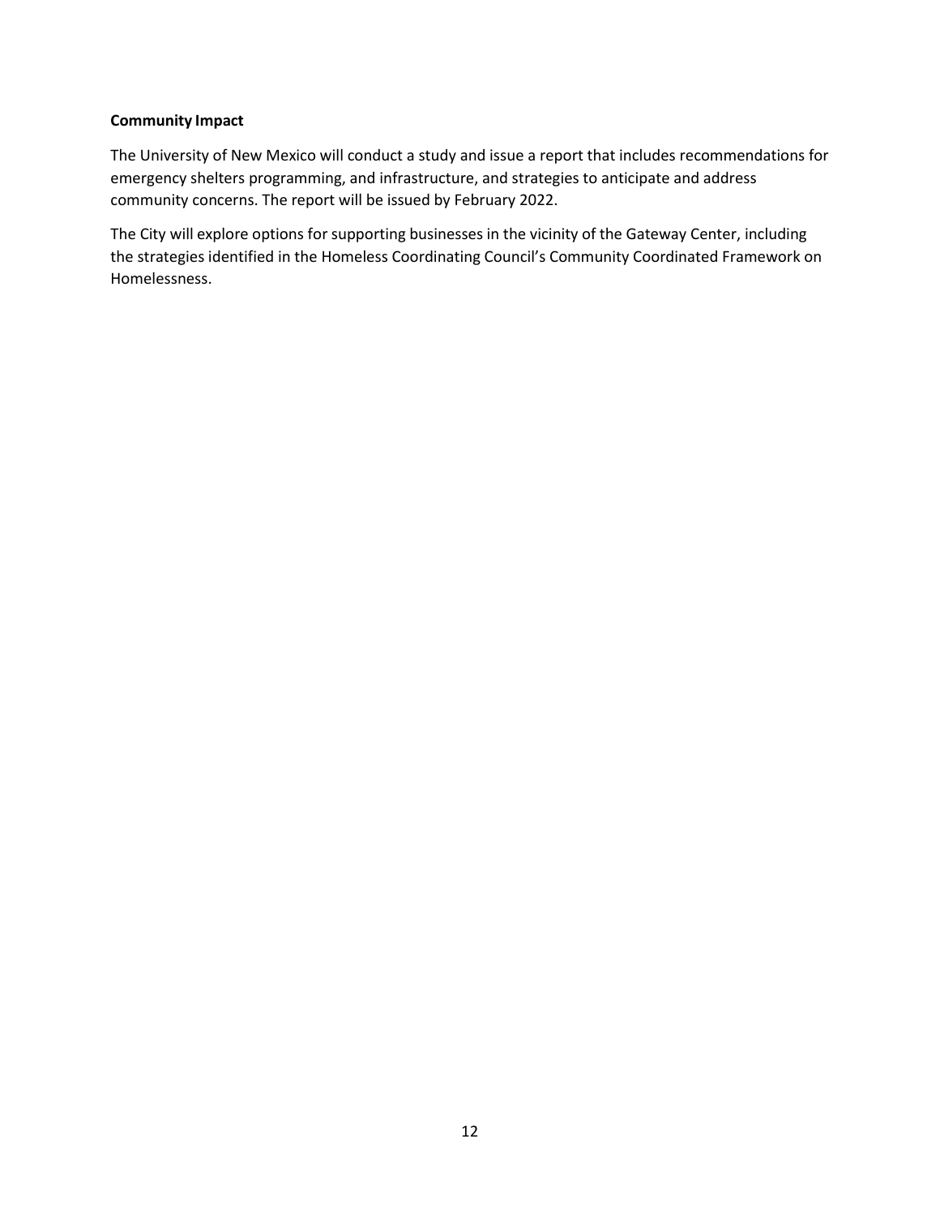**Community Impact**

The University of New Mexico will conduct a study and issue a report that includes recommendations for emergency shelters programming, and infrastructure, and strategies to anticipate and address community concerns. The report will be issued by February 2022.

The City will explore options for supporting businesses in the vicinity of the Gateway Center, including the strategies identified in the Homeless Coordinating Council's Community Coordinated Framework on Homelessness.